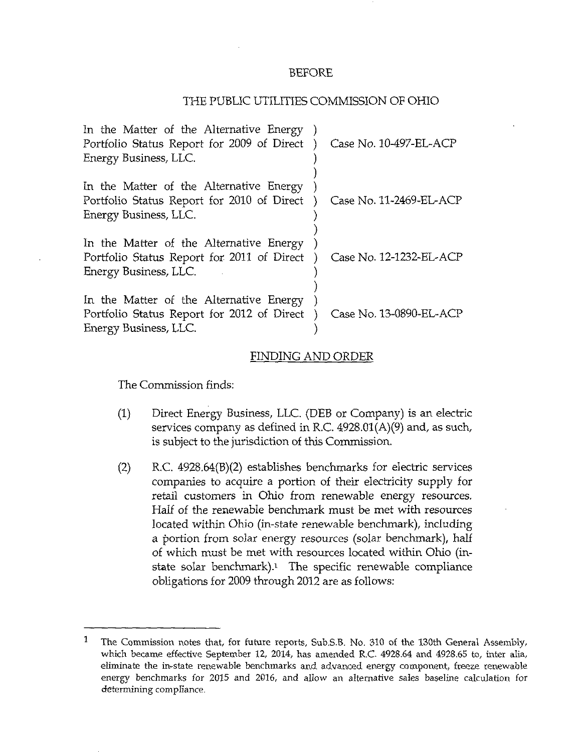BEFORE

THE PUBLIC UTILITIES COMMISSION OF OHIO

| | | |
|---|---|---|
| In the Matter of the Alternative Energy Portfolio Status Report for 2009 of Direct Energy Business, LLC. | ) | Case No. 10-497-EL-ACP |
| In the Matter of the Alternative Energy Portfolio Status Report for 2010 of Direct Energy Business, LLC. | ) | Case No. 11-2469-EL-ACP |
| In the Matter of the Alternative Energy Portfolio Status Report for 2011 of Direct Energy Business, LLC. | ) | Case No. 12-1232-EL-ACP |
| In the Matter of the Alternative Energy Portfolio Status Report for 2012 of Direct Energy Business, LLC. | ) | Case No. 13-0890-EL-ACP |

## FINDING AND ORDER

The Commission finds:

(1) Direct Energy Business, LLC. (DEB or Company) is an electric services company as defined in R.C. 4928.01(A)(9) and, as such, is subject to the jurisdiction of this Commission.

(2) R.C. 4928.64(B)(2) establishes benchmarks for electric services companies to acquire a portion of their electricity supply for retail customers in Ohio from renewable energy resources. Half of the renewable benchmark must be met with resources located within Ohio (in-state renewable benchmark), including a portion from solar energy resources (solar benchmark), half of which must be met with resources located within Ohio (in-state solar benchmark).[1] The specific renewable compliance obligations for 2009 through 2012 are as follows:

---

[1] The Commission notes that, for future reports, Sub.S.B. No. 310 of the 130th General Assembly, which became effective September 12, 2014, has amended R.C. 4928.64 and 4928.65 to, inter alia, eliminate the in-state renewable benchmarks and advanced energy component, freeze renewable energy benchmarks for 2015 and 2016, and allow an alternative sales baseline calculation for determining compliance.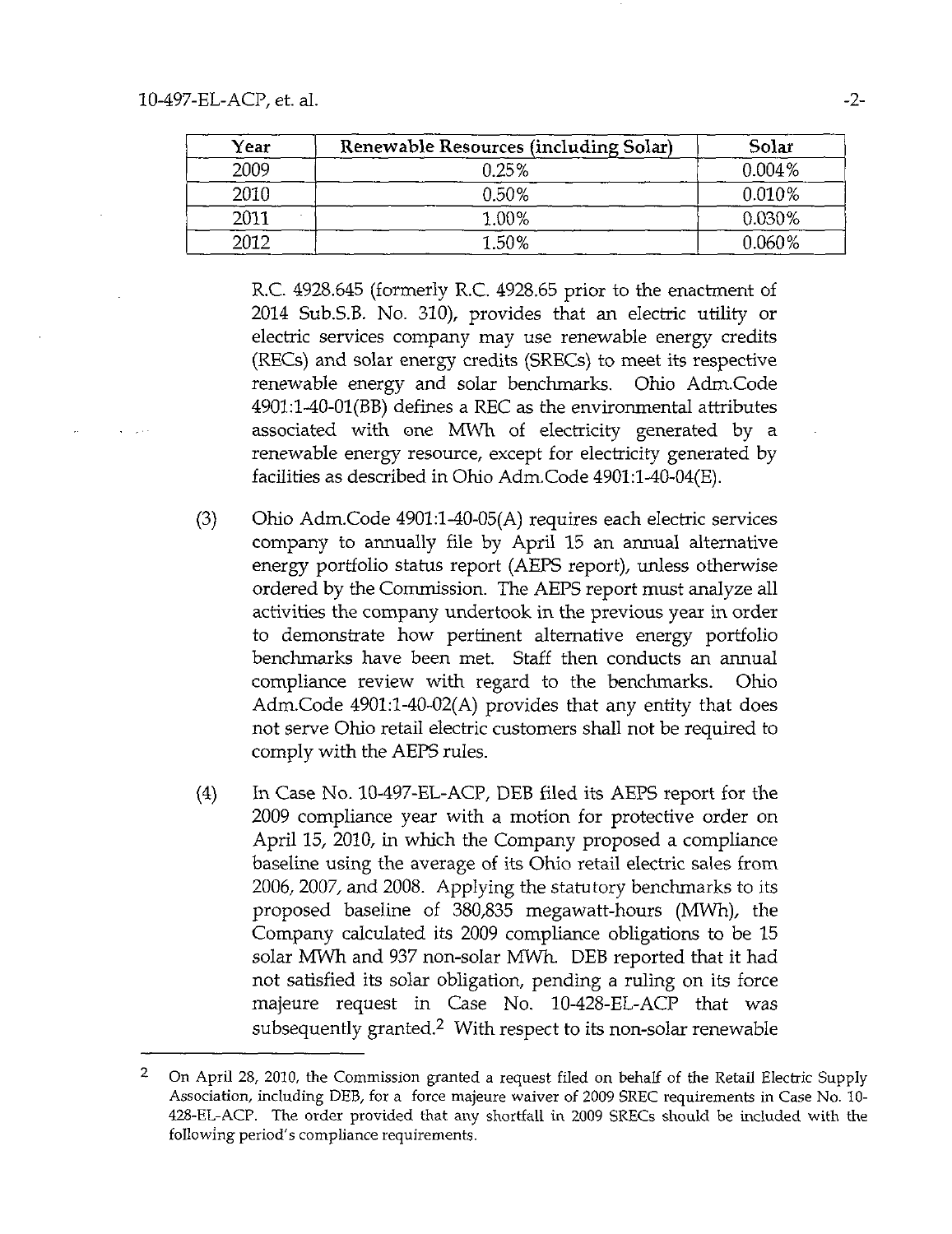| Year | Renewable Resources (including Solar) | Solar |
|---|---|---|
| 2009 | 0.25% | 0.004% |
| 2010 | 0.50% | 0.010% |
| 2011 | 1.00% | 0.030% |
| 2012 | 1.50% | 0.060% |

R.C. 4928.645 (formerly R.C. 4928.65 prior to the enactment of 2014 Sub.S.B. No. 310), provides that an electric utility or electric services company may use renewable energy credits (RECs) and solar energy credits (SRECs) to meet its respective renewable energy and solar benchmarks. Ohio Adm.Code 4901:1-40-01(BB) defines a REC as the environmental attributes associated with one MWh of electricity generated by a renewable energy resource, except for electricity generated by facilities as described in Ohio Adm.Code 4901:1-40-04(E).

(3) Ohio Adm.Code 4901:1-40-05(A) requires each electric services company to annually file by April 15 an annual alternative energy portfolio status report (AEPS report), unless otherwise ordered by the Commission. The AEPS report must analyze all activities the company undertook in the previous year in order to demonstrate how pertinent alternative energy portfolio benchmarks have been met. Staff then conducts an annual compliance review with regard to the benchmarks. Ohio Adm.Code 4901:1-40-02(A) provides that any entity that does not serve Ohio retail electric customers shall not be required to comply with the AEPS rules.

(4) In Case No. 10-497-EL-ACP, DEB filed its AEPS report for the 2009 compliance year with a motion for protective order on April 15, 2010, in which the Company proposed a compliance baseline using the average of its Ohio retail electric sales from 2006, 2007, and 2008. Applying the statutory benchmarks to its proposed baseline of 380,835 megawatt-hours (MWh), the Company calculated its 2009 compliance obligations to be 15 solar MWh and 937 non-solar MWh. DEB reported that it had not satisfied its solar obligation, pending a ruling on its force majeure request in Case No. 10-428-EL-ACP that was subsequently granted.[2] With respect to its non-solar renewable

[2] On April 28, 2010, the Commission granted a request filed on behalf of the Retail Electric Supply Association, including DEB, for a force majeure waiver of 2009 SREC requirements in Case No. 10-428-EL-ACP. The order provided that any shortfall in 2009 SRECs should be included with the following period's compliance requirements.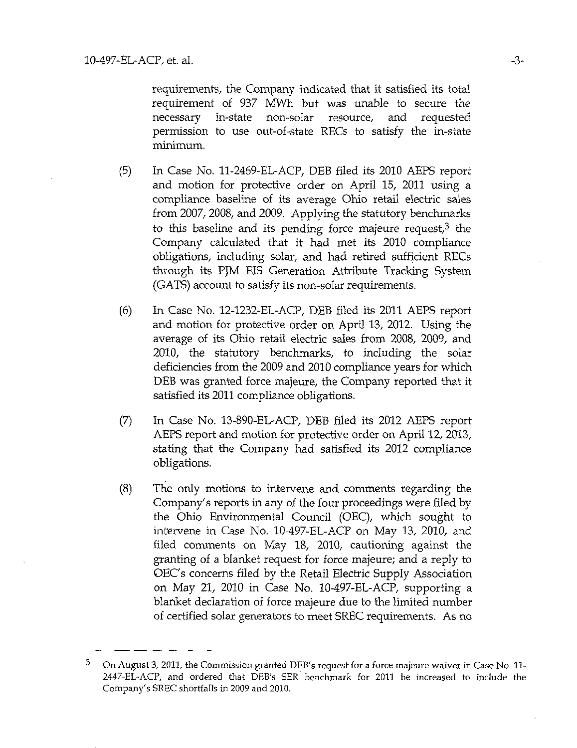requirements, the Company indicated that it satisfied its total requirement of 937 MWh but was unable to secure the necessary in-state non-solar resource, and requested permission to use out-of-state RECs to satisfy the in-state minimum.

(5) In Case No. 11-2469-EL-ACP, DEB filed its 2010 AEPS report and motion for protective order on April 15, 2011 using a compliance baseline of its average Ohio retail electric sales from 2007, 2008, and 2009. Applying the statutory benchmarks to this baseline and its pending force majeure request,[3] the Company calculated that it had met its 2010 compliance obligations, including solar, and had retired sufficient RECs through its PJM EIS Generation Attribute Tracking System (GATS) account to satisfy its non-solar requirements.

(6) In Case No. 12-1232-EL-ACP, DEB filed its 2011 AEPS report and motion for protective order on April 13, 2012. Using the average of its Ohio retail electric sales from 2008, 2009, and 2010, the statutory benchmarks, to including the solar deficiencies from the 2009 and 2010 compliance years for which DEB was granted force majeure, the Company reported that it satisfied its 2011 compliance obligations.

(7) In Case No. 13-890-EL-ACP, DEB filed its 2012 AEPS report AEPS report and motion for protective order on April 12, 2013, stating that the Company had satisfied its 2012 compliance obligations.

(8) The only motions to intervene and comments regarding the Company's reports in any of the four proceedings were filed by the Ohio Environmental Council (OEC), which sought to intervene in Case No. 10-497-EL-ACP on May 13, 2010, and filed comments on May 18, 2010, cautioning against the granting of a blanket request for force majeure; and a reply to OEC's concerns filed by the Retail Electric Supply Association on May 21, 2010 in Case No. 10-497-EL-ACP, supporting a blanket declaration of force majeure due to the limited number of certified solar generators to meet SREC requirements. As no

---

[3] On August 3, 2011, the Commission granted DEB's request for a force majeure waiver in Case No. 11-2447-EL-ACP, and ordered that DEB's SER benchmark for 2011 be increased to include the Company's SREC shortfalls in 2009 and 2010.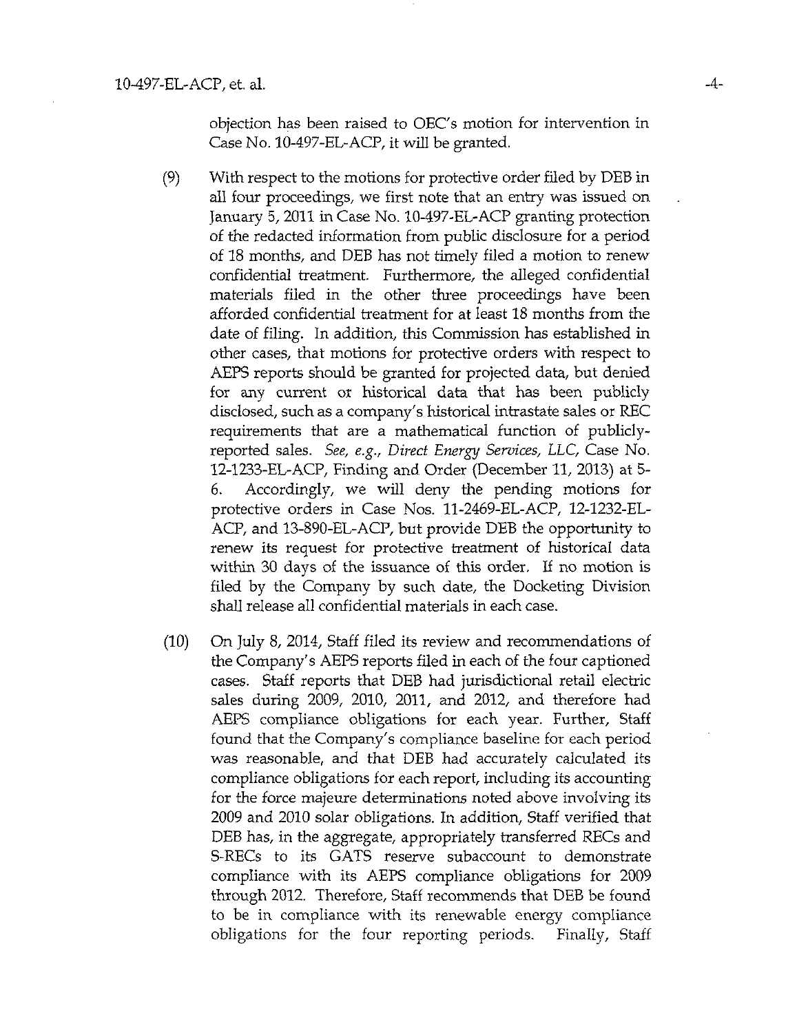objection has been raised to OEC's motion for intervention in Case No. 10-497-EL-ACP, it will be granted.

(9) With respect to the motions for protective order filed by DEB in all four proceedings, we first note that an entry was issued on January 5, 2011 in Case No. 10-497-EL-ACP granting protection of the redacted information from public disclosure for a period of 18 months, and DEB has not timely filed a motion to renew confidential treatment. Furthermore, the alleged confidential materials filed in the other three proceedings have been afforded confidential treatment for at least 18 months from the date of filing. In addition, this Commission has established in other cases, that motions for protective orders with respect to AEPS reports should be granted for projected data, but denied for any current or historical data that has been publicly disclosed, such as a company's historical intrastate sales or REC requirements that are a mathematical function of publicly-reported sales. *See, e.g., Direct Energy Services, LLC*, Case No. 12-1233-EL-ACP, Finding and Order (December 11, 2013) at 5-6. Accordingly, we will deny the pending motions for protective orders in Case Nos. 11-2469-EL-ACP, 12-1232-EL-ACP, and 13-890-EL-ACP, but provide DEB the opportunity to renew its request for protective treatment of historical data within 30 days of the issuance of this order. If no motion is filed by the Company by such date, the Docketing Division shall release all confidential materials in each case.

(10) On July 8, 2014, Staff filed its review and recommendations of the Company's AEPS reports filed in each of the four captioned cases. Staff reports that DEB had jurisdictional retail electric sales during 2009, 2010, 2011, and 2012, and therefore had AEPS compliance obligations for each year. Further, Staff found that the Company's compliance baseline for each period was reasonable, and that DEB had accurately calculated its compliance obligations for each report, including its accounting for the force majeure determinations noted above involving its 2009 and 2010 solar obligations. In addition, Staff verified that DEB has, in the aggregate, appropriately transferred RECs and S-RECs to its GATS reserve subaccount to demonstrate compliance with its AEPS compliance obligations for 2009 through 2012. Therefore, Staff recommends that DEB be found to be in compliance with its renewable energy compliance obligations for the four reporting periods. Finally, Staff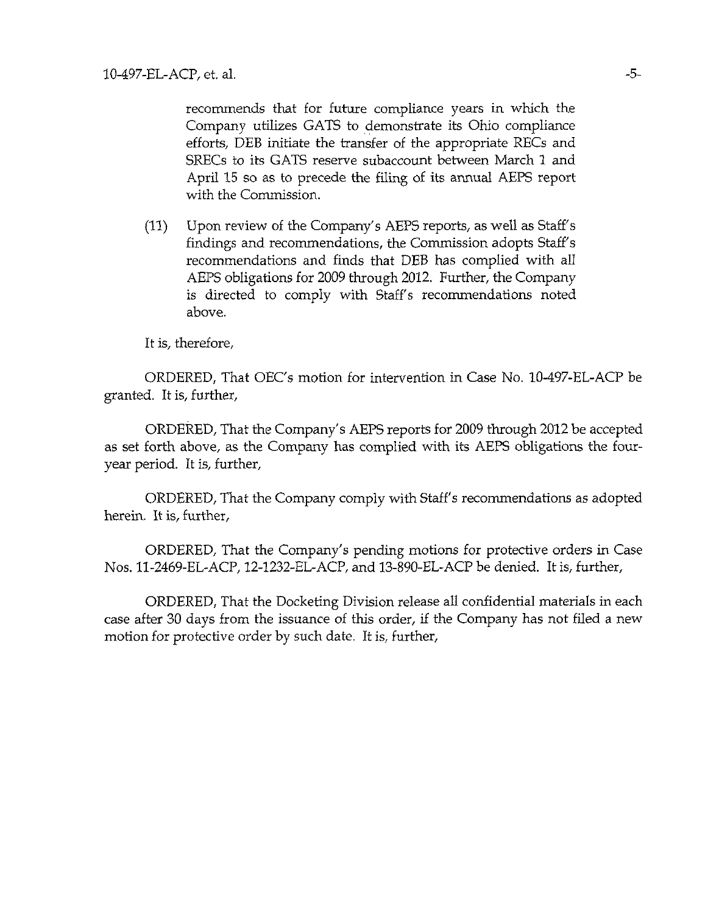recommends that for future compliance years in which the Company utilizes GATS to demonstrate its Ohio compliance efforts, DEB initiate the transfer of the appropriate RECs and SRECs to its GATS reserve subaccount between March 1 and April 15 so as to precede the filing of its annual AEPS report with the Commission.

(11) Upon review of the Company's AEPS reports, as well as Staff's findings and recommendations, the Commission adopts Staff's recommendations and finds that DEB has complied with all AEPS obligations for 2009 through 2012. Further, the Company is directed to comply with Staff's recommendations noted above.

It is, therefore,

ORDERED, That OEC's motion for intervention in Case No. 10-497-EL-ACP be granted. It is, further,

ORDERED, That the Company's AEPS reports for 2009 through 2012 be accepted as set forth above, as the Company has complied with its AEPS obligations the four-year period. It is, further,

ORDERED, That the Company comply with Staff's recommendations as adopted herein. It is, further,

ORDERED, That the Company's pending motions for protective orders in Case Nos. 11-2469-EL-ACP, 12-1232-EL-ACP, and 13-890-EL-ACP be denied. It is, further,

ORDERED, That the Docketing Division release all confidential materials in each case after 30 days from the issuance of this order, if the Company has not filed a new motion for protective order by such date. It is, further,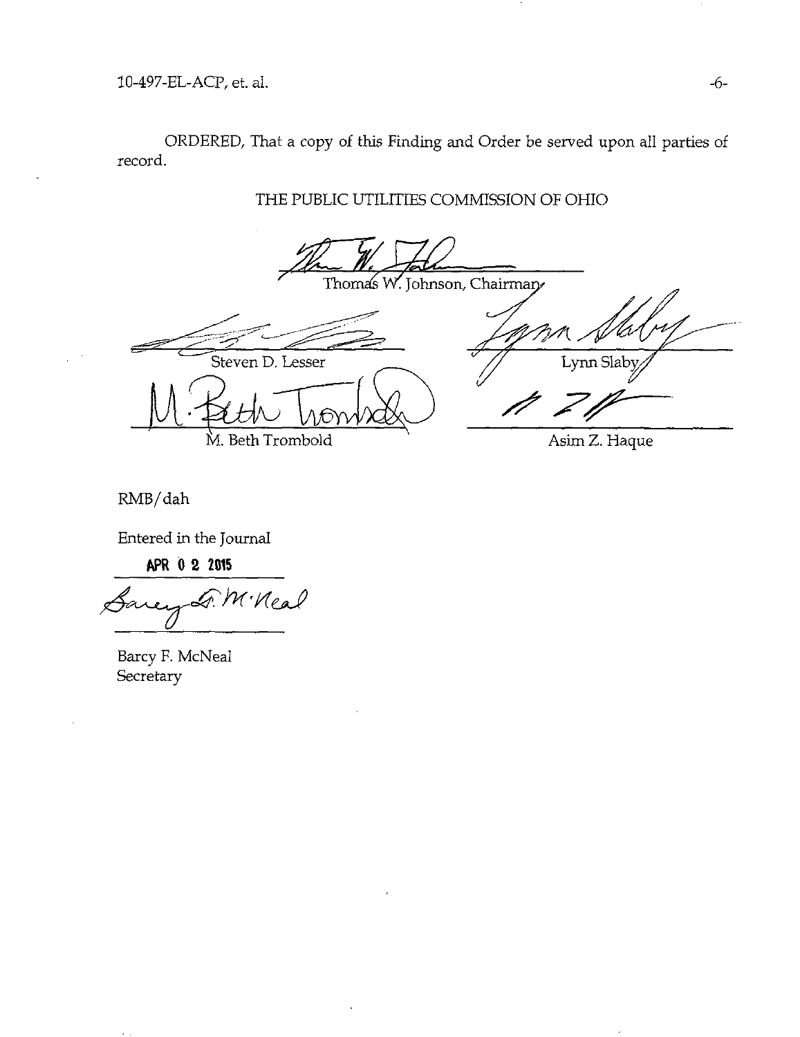ORDERED, That a copy of this Finding and Order be served upon all parties of record.

THE PUBLIC UTILITIES COMMISSION OF OHIO

Thomas W. Johnson, Chairman

Steven D. Lesser

Lynn Slaby

M. Beth Trombold

Asim Z. Haque

RMB/dah

Entered in the Journal

**APR 0 2 2015**

Barcy F. McNeal
Secretary